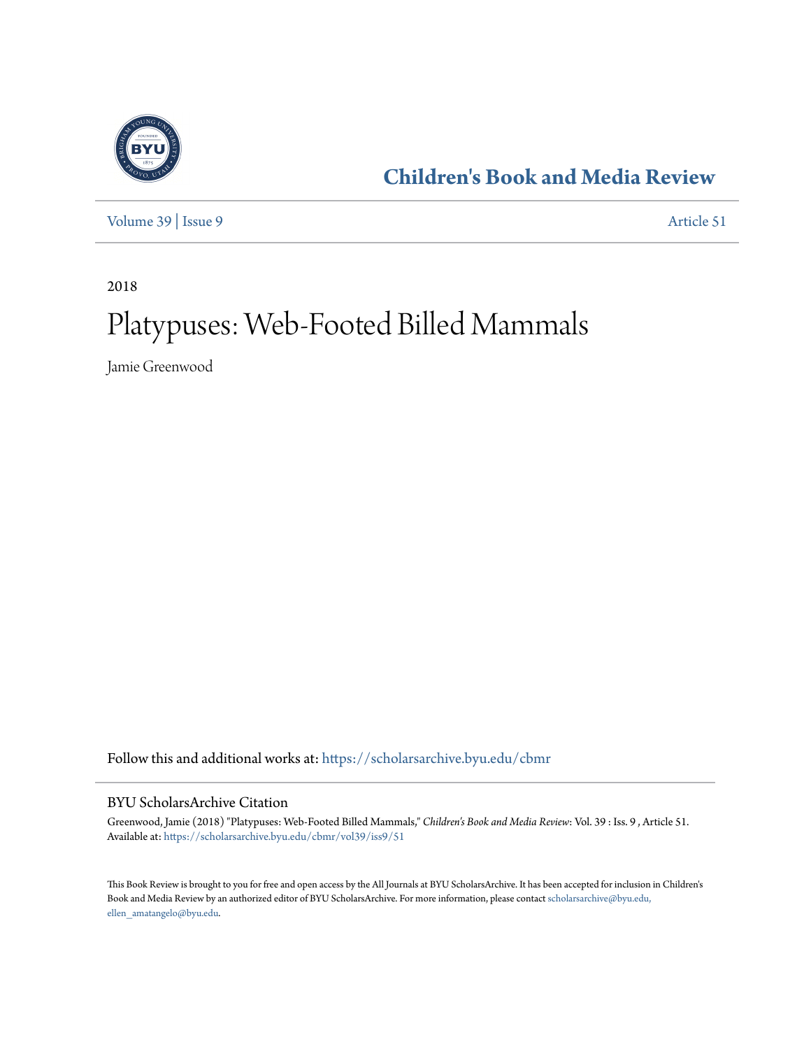## Children's Book and Media Review

Volume 39 | Issue 9 Article 51

2018

# Platypuses: Web-Footed Billed Mammals

Jamie Greenwood

Follow this and additional works at: https://scholarsarchive.byu.edu/cbmr

### BYU ScholarsArchive Citation

Greenwood, Jamie (2018) "Platypuses: Web-Footed Billed Mammals," *Children's Book and Media Review*: Vol. 39 : Iss. 9 , Article 51.
Available at: https://scholarsarchive.byu.edu/cbmr/vol39/iss9/51

This Book Review is brought to you for free and open access by the All Journals at BYU ScholarsArchive. It has been accepted for inclusion in Children's Book and Media Review by an authorized editor of BYU ScholarsArchive. For more information, please contact scholarsarchive@byu.edu, ellen_amatangelo@byu.edu.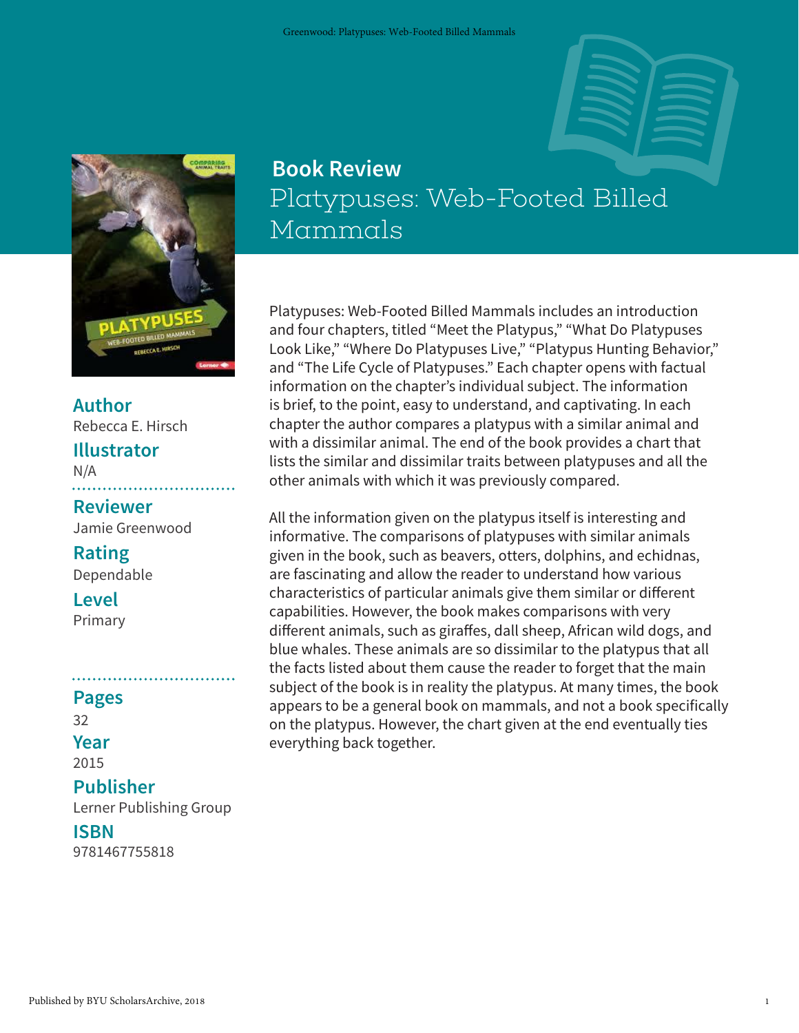## Book Review

# Platypuses: Web-Footed Billed Mammals

**Author**
Rebecca E. Hirsch

**Illustrator**
N/A

**Reviewer**
Jamie Greenwood

**Rating**
Dependable

**Level**
Primary

**Pages**
32

**Year**
2015

**Publisher**
Lerner Publishing Group

**ISBN**
9781467755818

Platypuses: Web-Footed Billed Mammals includes an introduction and four chapters, titled "Meet the Platypus," "What Do Platypuses Look Like," "Where Do Platypuses Live," "Platypus Hunting Behavior," and "The Life Cycle of Platypuses." Each chapter opens with factual information on the chapter's individual subject. The information is brief, to the point, easy to understand, and captivating. In each chapter the author compares a platypus with a similar animal and with a dissimilar animal. The end of the book provides a chart that lists the similar and dissimilar traits between platypuses and all the other animals with which it was previously compared.

All the information given on the platypus itself is interesting and informative. The comparisons of platypuses with similar animals given in the book, such as beavers, otters, dolphins, and echidnas, are fascinating and allow the reader to understand how various characteristics of particular animals give them similar or different capabilities. However, the book makes comparisons with very different animals, such as giraffes, dall sheep, African wild dogs, and blue whales. These animals are so dissimilar to the platypus that all the facts listed about them cause the reader to forget that the main subject of the book is in reality the platypus. At many times, the book appears to be a general book on mammals, and not a book specifically on the platypus. However, the chart given at the end eventually ties everything back together.